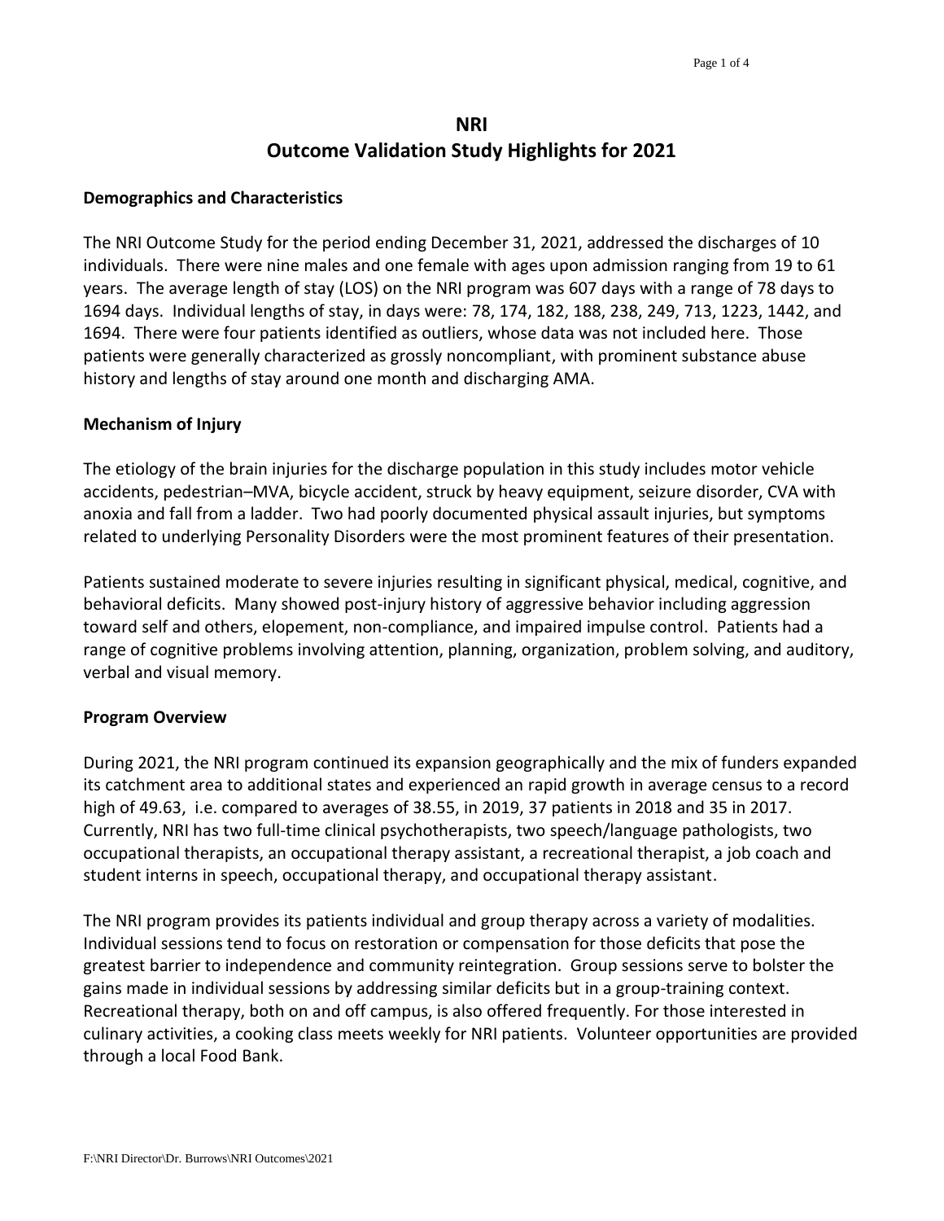# NRI
# Outcome Validation Study Highlights for 2021

## Demographics and Characteristics

The NRI Outcome Study for the period ending December 31, 2021, addressed the discharges of 10 individuals. There were nine males and one female with ages upon admission ranging from 19 to 61 years. The average length of stay (LOS) on the NRI program was 607 days with a range of 78 days to 1694 days. Individual lengths of stay, in days were: 78, 174, 182, 188, 238, 249, 713, 1223, 1442, and 1694. There were four patients identified as outliers, whose data was not included here. Those patients were generally characterized as grossly noncompliant, with prominent substance abuse history and lengths of stay around one month and discharging AMA.

## Mechanism of Injury

The etiology of the brain injuries for the discharge population in this study includes motor vehicle accidents, pedestrian–MVA, bicycle accident, struck by heavy equipment, seizure disorder, CVA with anoxia and fall from a ladder. Two had poorly documented physical assault injuries, but symptoms related to underlying Personality Disorders were the most prominent features of their presentation.

Patients sustained moderate to severe injuries resulting in significant physical, medical, cognitive, and behavioral deficits. Many showed post-injury history of aggressive behavior including aggression toward self and others, elopement, non-compliance, and impaired impulse control. Patients had a range of cognitive problems involving attention, planning, organization, problem solving, and auditory, verbal and visual memory.

## Program Overview

During 2021, the NRI program continued its expansion geographically and the mix of funders expanded its catchment area to additional states and experienced an rapid growth in average census to a record high of 49.63, i.e. compared to averages of 38.55, in 2019, 37 patients in 2018 and 35 in 2017. Currently, NRI has two full-time clinical psychotherapists, two speech/language pathologists, two occupational therapists, an occupational therapy assistant, a recreational therapist, a job coach and student interns in speech, occupational therapy, and occupational therapy assistant.

The NRI program provides its patients individual and group therapy across a variety of modalities. Individual sessions tend to focus on restoration or compensation for those deficits that pose the greatest barrier to independence and community reintegration. Group sessions serve to bolster the gains made in individual sessions by addressing similar deficits but in a group-training context. Recreational therapy, both on and off campus, is also offered frequently. For those interested in culinary activities, a cooking class meets weekly for NRI patients. Volunteer opportunities are provided through a local Food Bank.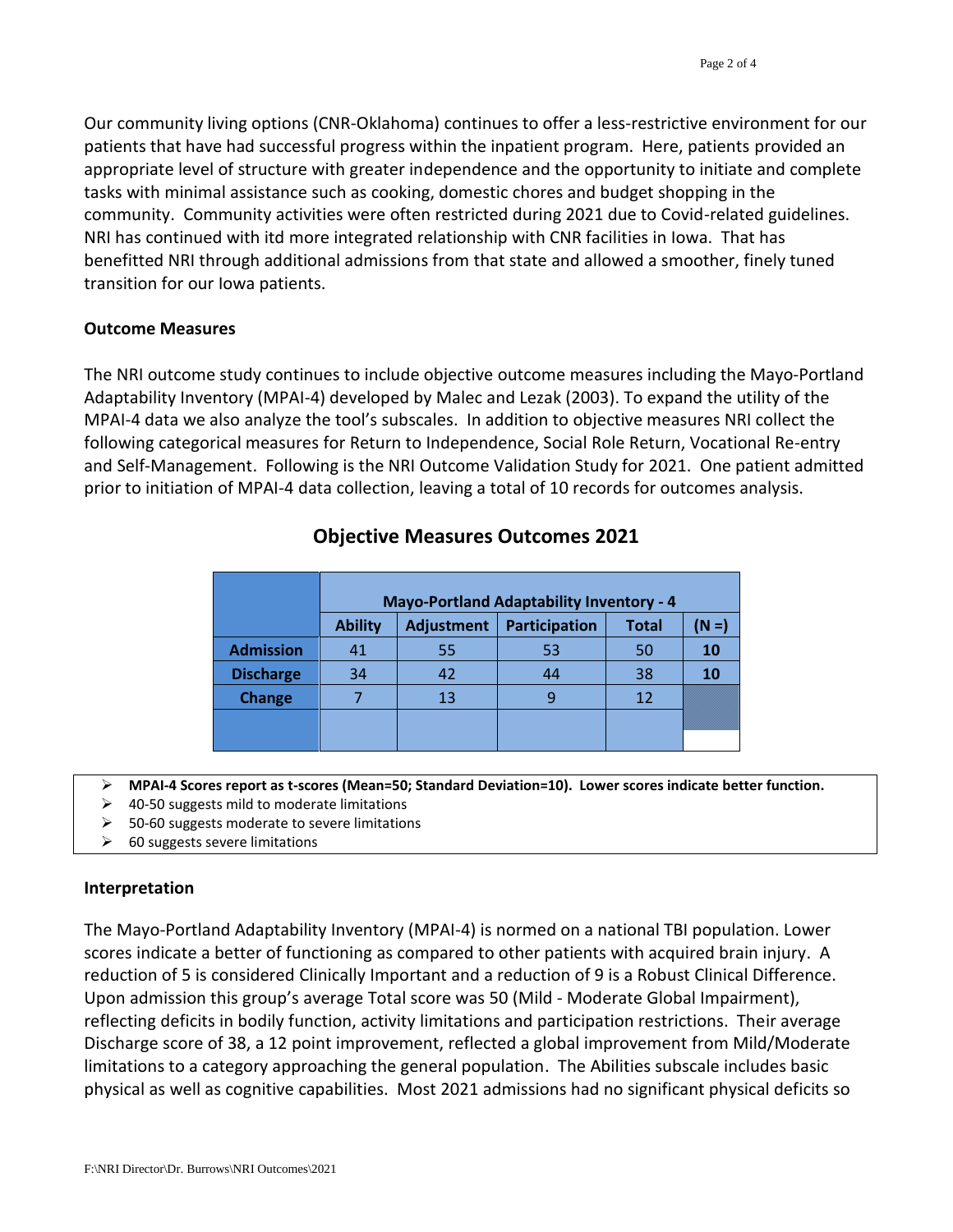Our community living options (CNR-Oklahoma) continues to offer a less-restrictive environment for our patients that have had successful progress within the inpatient program. Here, patients provided an appropriate level of structure with greater independence and the opportunity to initiate and complete tasks with minimal assistance such as cooking, domestic chores and budget shopping in the community. Community activities were often restricted during 2021 due to Covid-related guidelines. NRI has continued with itd more integrated relationship with CNR facilities in Iowa. That has benefitted NRI through additional admissions from that state and allowed a smoother, finely tuned transition for our Iowa patients.

**Outcome Measures**

The NRI outcome study continues to include objective outcome measures including the Mayo-Portland Adaptability Inventory (MPAI-4) developed by Malec and Lezak (2003). To expand the utility of the MPAI-4 data we also analyze the tool's subscales. In addition to objective measures NRI collect the following categorical measures for Return to Independence, Social Role Return, Vocational Re-entry and Self-Management. Following is the NRI Outcome Validation Study for 2021. One patient admitted prior to initiation of MPAI-4 data collection, leaving a total of 10 records for outcomes analysis.

## Objective Measures Outcomes 2021

| | Mayo-Portland Adaptability Inventory - 4 | | | | |
|---|---|---|---|---|---|
| | **Ability** | **Adjustment** | **Participation** | **Total** | **(N =)** |
| **Admission** | 41 | 55 | 53 | 50 | **10** |
| **Discharge** | 34 | 42 | 44 | 38 | **10** |
| **Change** | 7 | 13 | 9 | 12 | |
| | | | | | |

- **MPAI-4 Scores report as t-scores (Mean=50; Standard Deviation=10). Lower scores indicate better function.**
- 40-50 suggests mild to moderate limitations
- 50-60 suggests moderate to severe limitations
- 60 suggests severe limitations

**Interpretation**

The Mayo-Portland Adaptability Inventory (MPAI-4) is normed on a national TBI population. Lower scores indicate a better of functioning as compared to other patients with acquired brain injury. A reduction of 5 is considered Clinically Important and a reduction of 9 is a Robust Clinical Difference. Upon admission this group's average Total score was 50 (Mild - Moderate Global Impairment), reflecting deficits in bodily function, activity limitations and participation restrictions. Their average Discharge score of 38, a 12 point improvement, reflected a global improvement from Mild/Moderate limitations to a category approaching the general population. The Abilities subscale includes basic physical as well as cognitive capabilities. Most 2021 admissions had no significant physical deficits so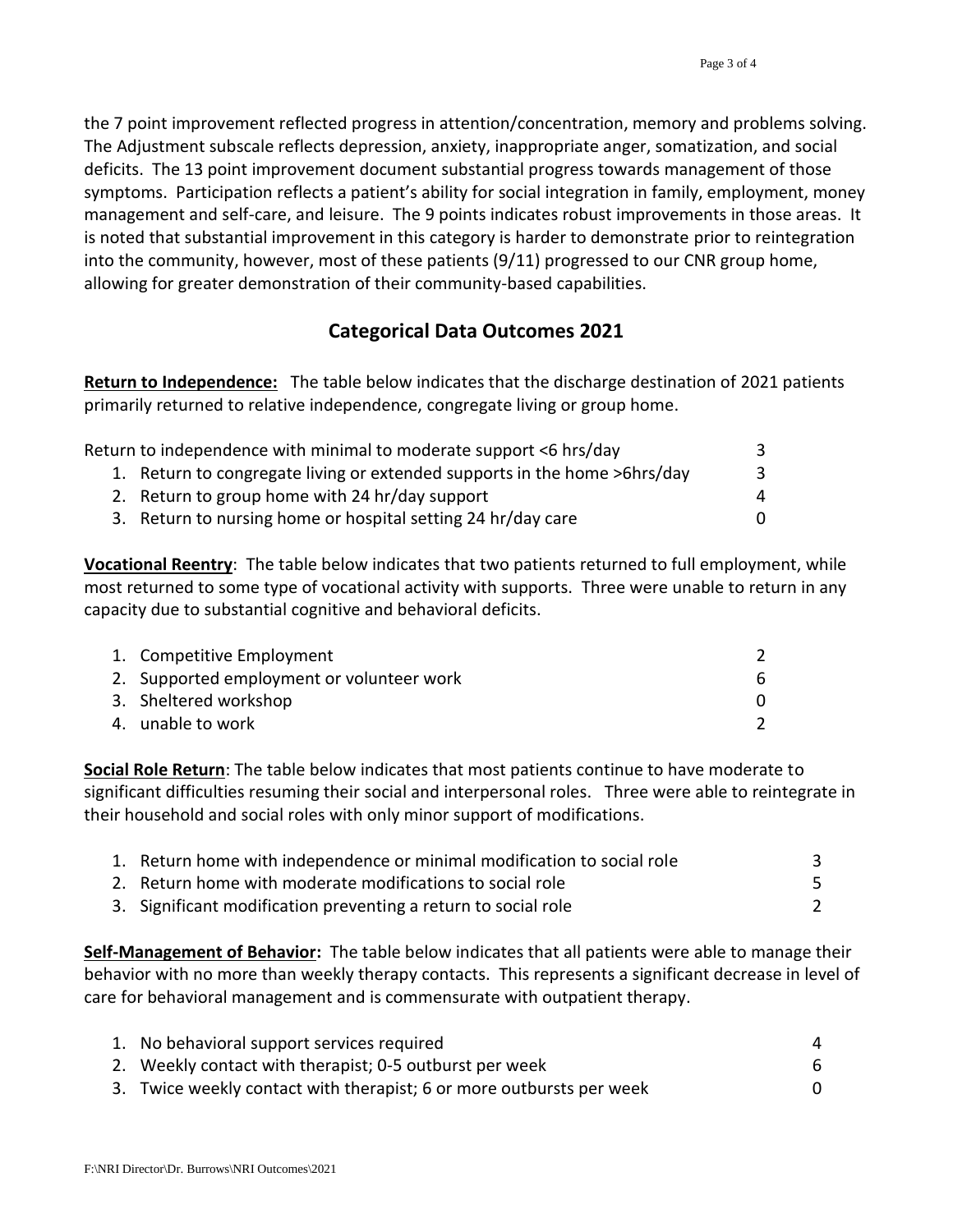the 7 point improvement reflected progress in attention/concentration, memory and problems solving. The Adjustment subscale reflects depression, anxiety, inappropriate anger, somatization, and social deficits. The 13 point improvement document substantial progress towards management of those symptoms. Participation reflects a patient's ability for social integration in family, employment, money management and self-care, and leisure. The 9 points indicates robust improvements in those areas. It is noted that substantial improvement in this category is harder to demonstrate prior to reintegration into the community, however, most of these patients (9/11) progressed to our CNR group home, allowing for greater demonstration of their community-based capabilities.

## Categorical Data Outcomes 2021

**Return to Independence:** The table below indicates that the discharge destination of 2021 patients primarily returned to relative independence, congregate living or group home.

| | |
|---|---|
| Return to independence with minimal to moderate support <6 hrs/day | 3 |
| 1. Return to congregate living or extended supports in the home >6hrs/day | 3 |
| 2. Return to group home with 24 hr/day support | 4 |
| 3. Return to nursing home or hospital setting 24 hr/day care | 0 |

**Vocational Reentry**: The table below indicates that two patients returned to full employment, while most returned to some type of vocational activity with supports. Three were unable to return in any capacity due to substantial cognitive and behavioral deficits.

| | |
|---|---|
| 1. Competitive Employment | 2 |
| 2. Supported employment or volunteer work | 6 |
| 3. Sheltered workshop | 0 |
| 4. unable to work | 2 |

**Social Role Return**: The table below indicates that most patients continue to have moderate to significant difficulties resuming their social and interpersonal roles. Three were able to reintegrate in their household and social roles with only minor support of modifications.

| | |
|---|---|
| 1. Return home with independence or minimal modification to social role | 3 |
| 2. Return home with moderate modifications to social role | 5 |
| 3. Significant modification preventing a return to social role | 2 |

**Self-Management of Behavior:** The table below indicates that all patients were able to manage their behavior with no more than weekly therapy contacts. This represents a significant decrease in level of care for behavioral management and is commensurate with outpatient therapy.

| | |
|---|---|
| 1. No behavioral support services required | 4 |
| 2. Weekly contact with therapist; 0-5 outburst per week | 6 |
| 3. Twice weekly contact with therapist; 6 or more outbursts per week | 0 |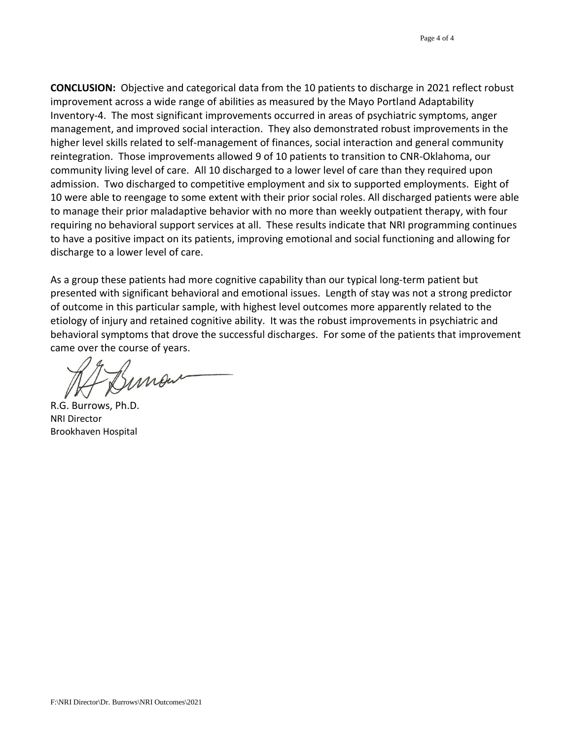**CONCLUSION:** Objective and categorical data from the 10 patients to discharge in 2021 reflect robust improvement across a wide range of abilities as measured by the Mayo Portland Adaptability Inventory-4. The most significant improvements occurred in areas of psychiatric symptoms, anger management, and improved social interaction. They also demonstrated robust improvements in the higher level skills related to self-management of finances, social interaction and general community reintegration. Those improvements allowed 9 of 10 patients to transition to CNR-Oklahoma, our community living level of care. All 10 discharged to a lower level of care than they required upon admission. Two discharged to competitive employment and six to supported employments. Eight of 10 were able to reengage to some extent with their prior social roles. All discharged patients were able to manage their prior maladaptive behavior with no more than weekly outpatient therapy, with four requiring no behavioral support services at all. These results indicate that NRI programming continues to have a positive impact on its patients, improving emotional and social functioning and allowing for discharge to a lower level of care.

As a group these patients had more cognitive capability than our typical long-term patient but presented with significant behavioral and emotional issues. Length of stay was not a strong predictor of outcome in this particular sample, with highest level outcomes more apparently related to the etiology of injury and retained cognitive ability. It was the robust improvements in psychiatric and behavioral symptoms that drove the successful discharges. For some of the patients that improvement came over the course of years.

R.G. Burrows, Ph.D.
NRI Director
Brookhaven Hospital

F:\NRI Director\Dr. Burrows\NRI Outcomes\2021